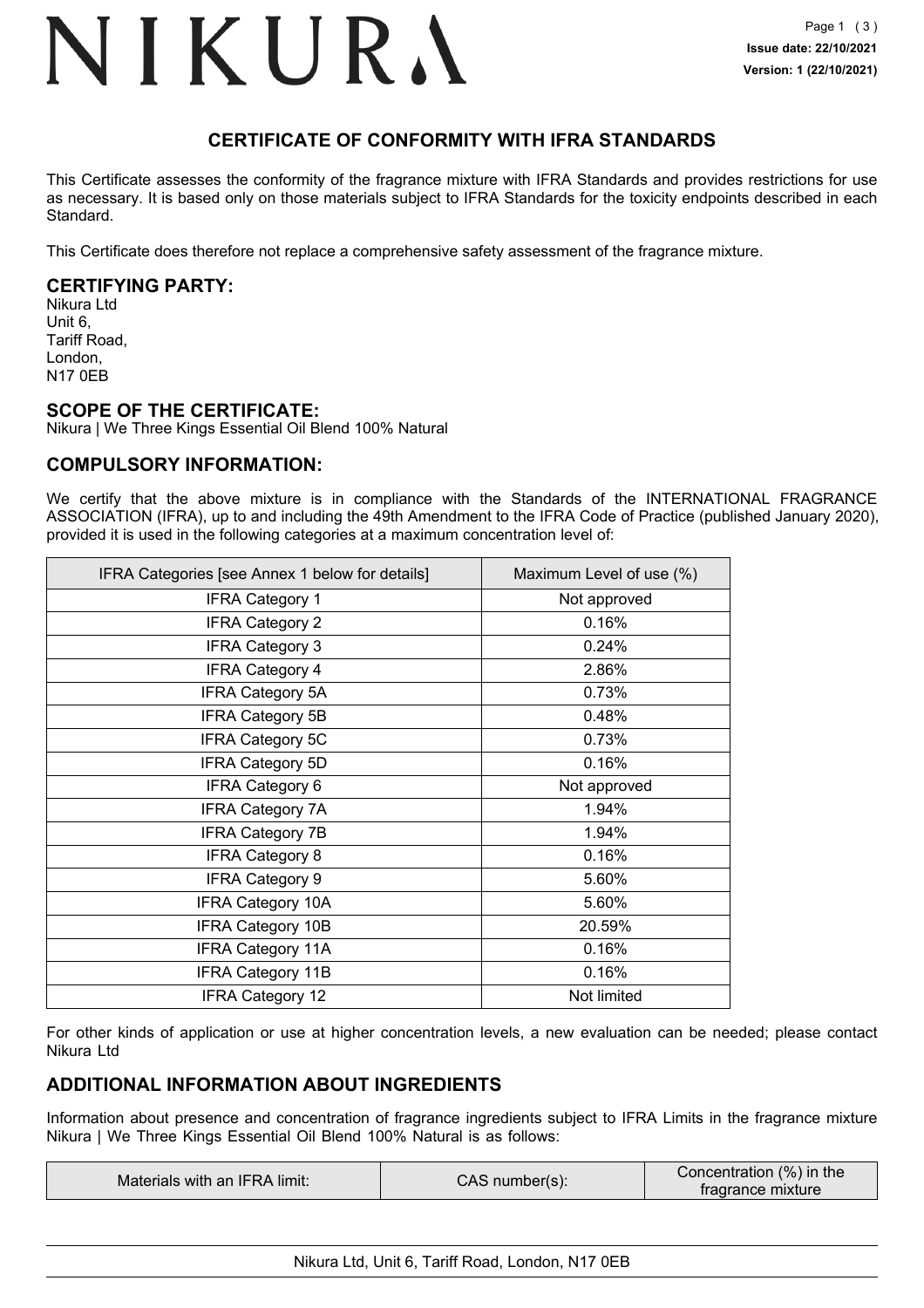# NIKURA

**Issue date: 22/10/2021**
**Version: 1 (22/10/2021)**

## CERTIFICATE OF CONFORMITY WITH IFRA STANDARDS

This Certificate assesses the conformity of the fragrance mixture with IFRA Standards and provides restrictions for use as necessary. It is based only on those materials subject to IFRA Standards for the toxicity endpoints described in each Standard.

This Certificate does therefore not replace a comprehensive safety assessment of the fragrance mixture.

### CERTIFYING PARTY:

Nikura Ltd
Unit 6,
Tariff Road,
London,
N17 0EB

### SCOPE OF THE CERTIFICATE:

Nikura | We Three Kings Essential Oil Blend 100% Natural

### COMPULSORY INFORMATION:

We certify that the above mixture is in compliance with the Standards of the INTERNATIONAL FRAGRANCE ASSOCIATION (IFRA), up to and including the 49th Amendment to the IFRA Code of Practice (published January 2020), provided it is used in the following categories at a maximum concentration level of:

| IFRA Categories [see Annex 1 below for details] | Maximum Level of use (%) |
|---|---|
| IFRA Category 1 | Not approved |
| IFRA Category 2 | 0.16% |
| IFRA Category 3 | 0.24% |
| IFRA Category 4 | 2.86% |
| IFRA Category 5A | 0.73% |
| IFRA Category 5B | 0.48% |
| IFRA Category 5C | 0.73% |
| IFRA Category 5D | 0.16% |
| IFRA Category 6 | Not approved |
| IFRA Category 7A | 1.94% |
| IFRA Category 7B | 1.94% |
| IFRA Category 8 | 0.16% |
| IFRA Category 9 | 5.60% |
| IFRA Category 10A | 5.60% |
| IFRA Category 10B | 20.59% |
| IFRA Category 11A | 0.16% |
| IFRA Category 11B | 0.16% |
| IFRA Category 12 | Not limited |

For other kinds of application or use at higher concentration levels, a new evaluation can be needed; please contact Nikura Ltd

### ADDITIONAL INFORMATION ABOUT INGREDIENTS

Information about presence and concentration of fragrance ingredients subject to IFRA Limits in the fragrance mixture Nikura | We Three Kings Essential Oil Blend 100% Natural is as follows:

| Materials with an IFRA limit: | CAS number(s): | Concentration (%) in the fragrance mixture |
|---|---|---|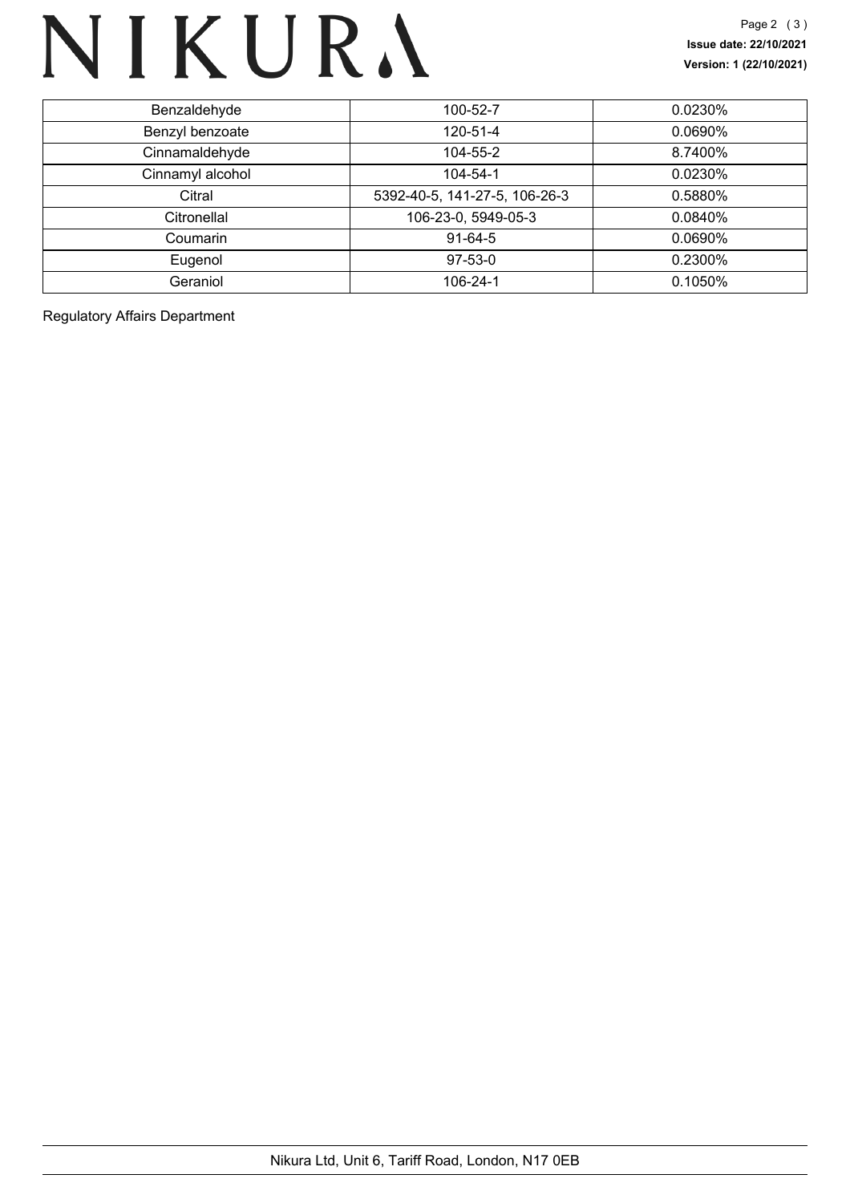| | | |
|---|---|---|
| Benzaldehyde | 100-52-7 | 0.0230% |
| Benzyl benzoate | 120-51-4 | 0.0690% |
| Cinnamaldehyde | 104-55-2 | 8.7400% |
| Cinnamyl alcohol | 104-54-1 | 0.0230% |
| Citral | 5392-40-5, 141-27-5, 106-26-3 | 0.5880% |
| Citronellal | 106-23-0, 5949-05-3 | 0.0840% |
| Coumarin | 91-64-5 | 0.0690% |
| Eugenol | 97-53-0 | 0.2300% |
| Geraniol | 106-24-1 | 0.1050% |

Regulatory Affairs Department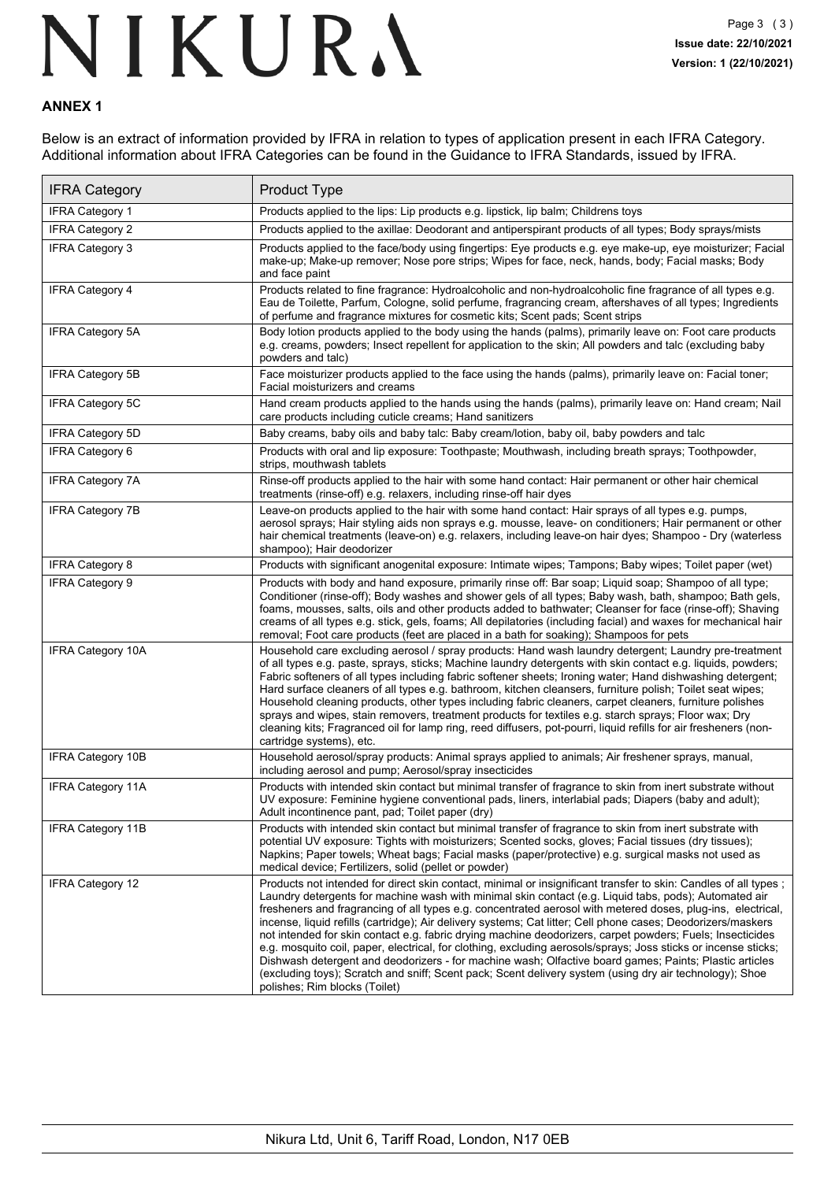## ANNEX 1

Below is an extract of information provided by IFRA in relation to types of application present in each IFRA Category. Additional information about IFRA Categories can be found in the Guidance to IFRA Standards, issued by IFRA.

| IFRA Category | Product Type |
|---|---|
| IFRA Category 1 | Products applied to the lips: Lip products e.g. lipstick, lip balm; Childrens toys |
| IFRA Category 2 | Products applied to the axillae: Deodorant and antiperspirant products of all types; Body sprays/mists |
| IFRA Category 3 | Products applied to the face/body using fingertips: Eye products e.g. eye make-up, eye moisturizer; Facial make-up; Make-up remover; Nose pore strips; Wipes for face, neck, hands, body; Facial masks; Body and face paint |
| IFRA Category 4 | Products related to fine fragrance: Hydroalcoholic and non-hydroalcoholic fine fragrance of all types e.g. Eau de Toilette, Parfum, Cologne, solid perfume, fragrancing cream, aftershaves of all types; Ingredients of perfume and fragrance mixtures for cosmetic kits; Scent pads; Scent strips |
| IFRA Category 5A | Body lotion products applied to the body using the hands (palms), primarily leave on: Foot care products e.g. creams, powders; Insect repellent for application to the skin; All powders and talc (excluding baby powders and talc) |
| IFRA Category 5B | Face moisturizer products applied to the face using the hands (palms), primarily leave on: Facial toner; Facial moisturizers and creams |
| IFRA Category 5C | Hand cream products applied to the hands using the hands (palms), primarily leave on: Hand cream; Nail care products including cuticle creams; Hand sanitizers |
| IFRA Category 5D | Baby creams, baby oils and baby talc: Baby cream/lotion, baby oil, baby powders and talc |
| IFRA Category 6 | Products with oral and lip exposure: Toothpaste; Mouthwash, including breath sprays; Toothpowder, strips, mouthwash tablets |
| IFRA Category 7A | Rinse-off products applied to the hair with some hand contact: Hair permanent or other hair chemical treatments (rinse-off) e.g. relaxers, including rinse-off hair dyes |
| IFRA Category 7B | Leave-on products applied to the hair with some hand contact: Hair sprays of all types e.g. pumps, aerosol sprays; Hair styling aids non sprays e.g. mousse, leave- on conditioners; Hair permanent or other hair chemical treatments (leave-on) e.g. relaxers, including leave-on hair dyes; Shampoo - Dry (waterless shampoo); Hair deodorizer |
| IFRA Category 8 | Products with significant anogenital exposure: Intimate wipes; Tampons; Baby wipes; Toilet paper (wet) |
| IFRA Category 9 | Products with body and hand exposure, primarily rinse off: Bar soap; Liquid soap; Shampoo of all type; Conditioner (rinse-off); Body washes and shower gels of all types; Baby wash, bath, shampoo; Bath gels, foams, mousses, salts, oils and other products added to bathwater; Cleanser for face (rinse-off); Shaving creams of all types e.g. stick, gels, foams; All depilatories (including facial) and waxes for mechanical hair removal; Foot care products (feet are placed in a bath for soaking); Shampoos for pets |
| IFRA Category 10A | Household care excluding aerosol / spray products: Hand wash laundry detergent; Laundry pre-treatment of all types e.g. paste, sprays, sticks; Machine laundry detergents with skin contact e.g. liquids, powders; Fabric softeners of all types including fabric softener sheets; Ironing water; Hand dishwashing detergent; Hard surface cleaners of all types e.g. bathroom, kitchen cleansers, furniture polish; Toilet seat wipes; Household cleaning products, other types including fabric cleaners, carpet cleaners, furniture polishes sprays and wipes, stain removers, treatment products for textiles e.g. starch sprays; Floor wax; Dry cleaning kits; Fragranced oil for lamp ring, reed diffusers, pot-pourri, liquid refills for air fresheners (non-cartridge systems), etc. |
| IFRA Category 10B | Household aerosol/spray products: Animal sprays applied to animals; Air freshener sprays, manual, including aerosol and pump; Aerosol/spray insecticides |
| IFRA Category 11A | Products with intended skin contact but minimal transfer of fragrance to skin from inert substrate without UV exposure: Feminine hygiene conventional pads, liners, interlabial pads; Diapers (baby and adult); Adult incontinence pant, pad; Toilet paper (dry) |
| IFRA Category 11B | Products with intended skin contact but minimal transfer of fragrance to skin from inert substrate with potential UV exposure: Tights with moisturizers; Scented socks, gloves; Facial tissues (dry tissues); Napkins; Paper towels; Wheat bags; Facial masks (paper/protective) e.g. surgical masks not used as medical device; Fertilizers, solid (pellet or powder) |
| IFRA Category 12 | Products not intended for direct skin contact, minimal or insignificant transfer to skin: Candles of all types ; Laundry detergents for machine wash with minimal skin contact (e.g. Liquid tabs, pods); Automated air fresheners and fragrancing of all types e.g. concentrated aerosol with metered doses, plug-ins, electrical, incense, liquid refills (cartridge); Air delivery systems; Cat litter; Cell phone cases; Deodorizers/maskers not intended for skin contact e.g. fabric drying machine deodorizers, carpet powders; Fuels; Insecticides e.g. mosquito coil, paper, electrical, for clothing, excluding aerosols/sprays; Joss sticks or incense sticks; Dishwash detergent and deodorizers - for machine wash; Olfactive board games; Paints; Plastic articles (excluding toys); Scratch and sniff; Scent pack; Scent delivery system (using dry air technology); Shoe polishes; Rim blocks (Toilet) |